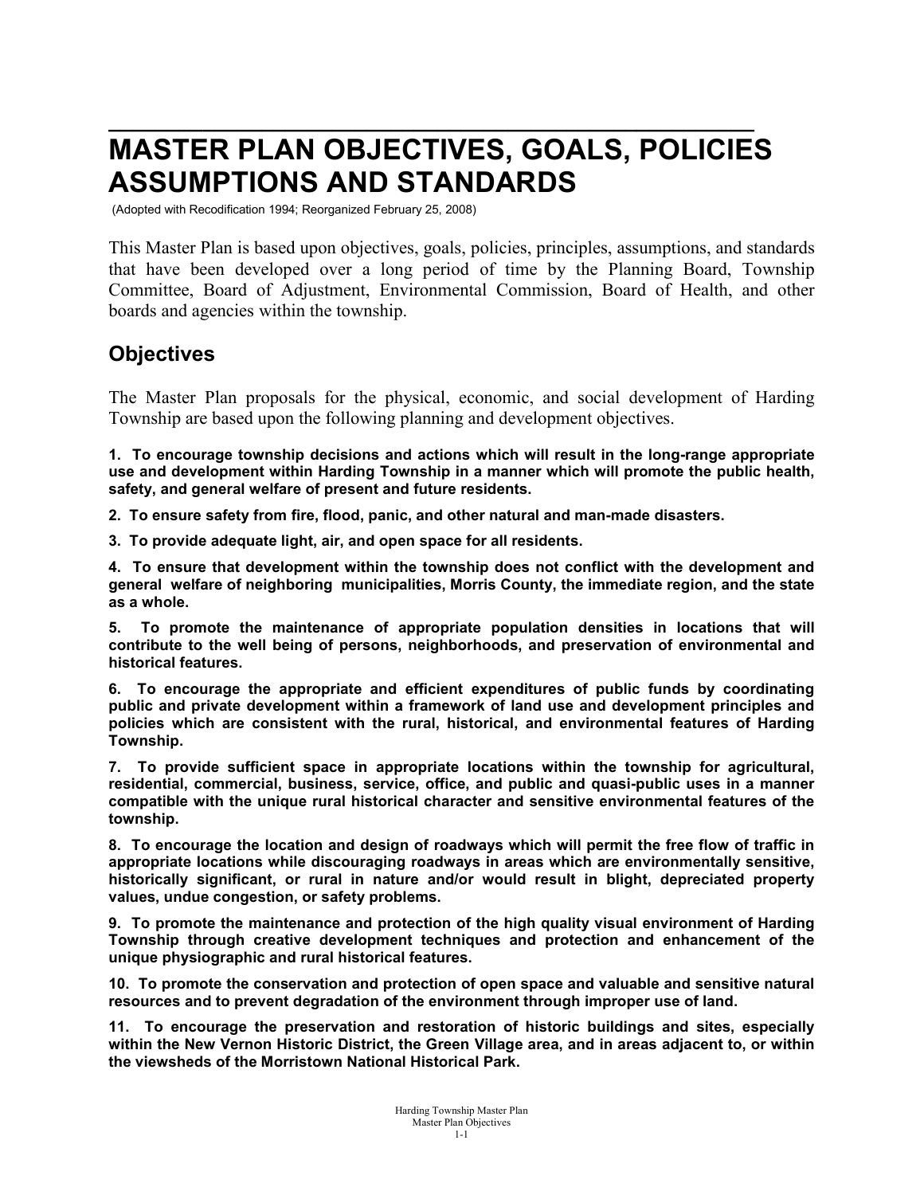# MASTER PLAN OBJECTIVES, GOALS, POLICIES ASSUMPTIONS AND STANDARDS

(Adopted with Recodification 1994; Reorganized February 25, 2008)

This Master Plan is based upon objectives, goals, policies, principles, assumptions, and standards that have been developed over a long period of time by the Planning Board, Township Committee, Board of Adjustment, Environmental Commission, Board of Health, and other boards and agencies within the township.

## Objectives

The Master Plan proposals for the physical, economic, and social development of Harding Township are based upon the following planning and development objectives.

**1. To encourage township decisions and actions which will result in the long-range appropriate use and development within Harding Township in a manner which will promote the public health, safety, and general welfare of present and future residents.**

**2. To ensure safety from fire, flood, panic, and other natural and man-made disasters.**

**3. To provide adequate light, air, and open space for all residents.**

**4. To ensure that development within the township does not conflict with the development and general welfare of neighboring municipalities, Morris County, the immediate region, and the state as a whole.**

**5. To promote the maintenance of appropriate population densities in locations that will contribute to the well being of persons, neighborhoods, and preservation of environmental and historical features.**

**6. To encourage the appropriate and efficient expenditures of public funds by coordinating public and private development within a framework of land use and development principles and policies which are consistent with the rural, historical, and environmental features of Harding Township.**

**7. To provide sufficient space in appropriate locations within the township for agricultural, residential, commercial, business, service, office, and public and quasi-public uses in a manner compatible with the unique rural historical character and sensitive environmental features of the township.**

**8. To encourage the location and design of roadways which will permit the free flow of traffic in appropriate locations while discouraging roadways in areas which are environmentally sensitive, historically significant, or rural in nature and/or would result in blight, depreciated property values, undue congestion, or safety problems.**

**9. To promote the maintenance and protection of the high quality visual environment of Harding Township through creative development techniques and protection and enhancement of the unique physiographic and rural historical features.**

**10. To promote the conservation and protection of open space and valuable and sensitive natural resources and to prevent degradation of the environment through improper use of land.**

**11. To encourage the preservation and restoration of historic buildings and sites, especially within the New Vernon Historic District, the Green Village area, and in areas adjacent to, or within the viewsheds of the Morristown National Historical Park.**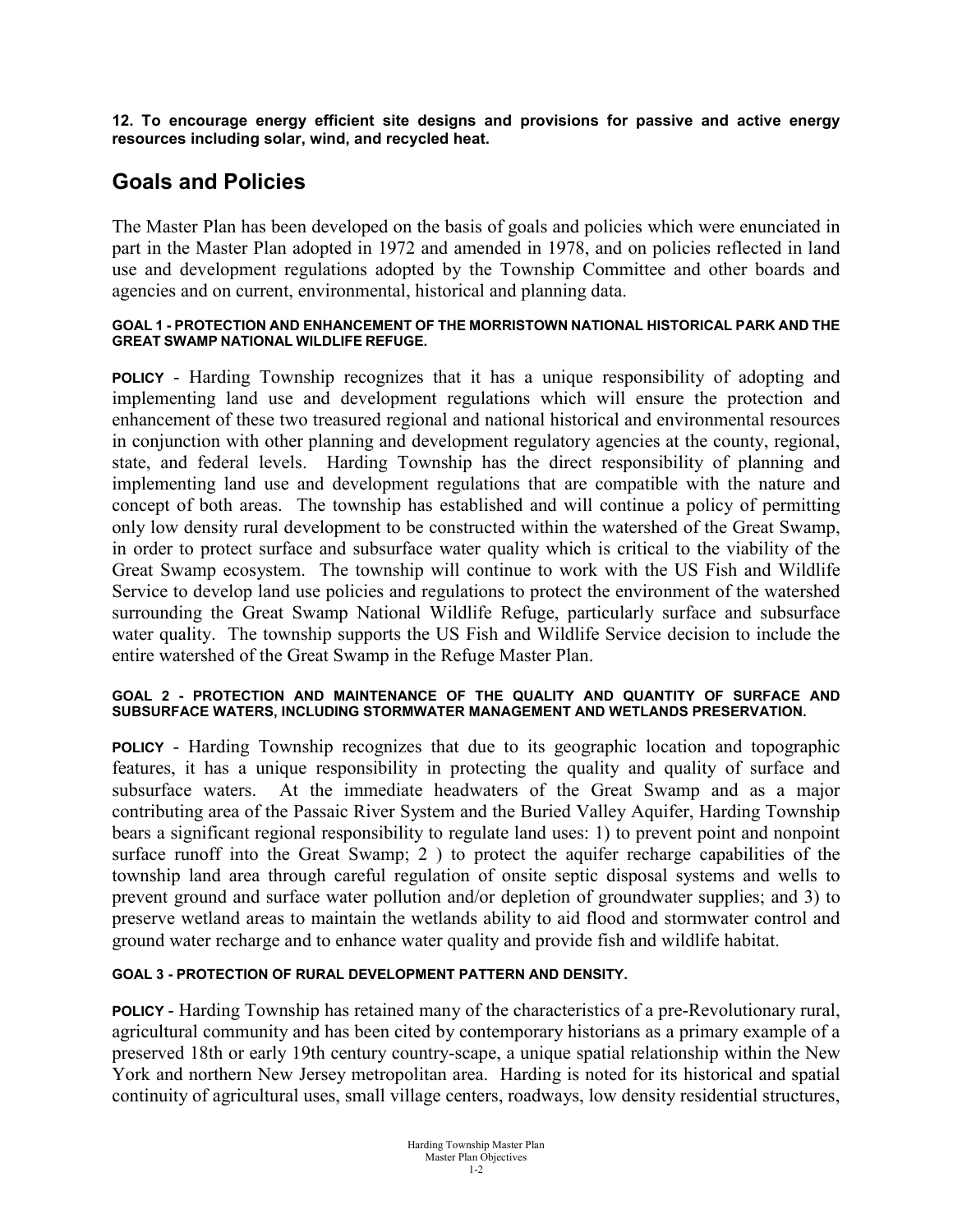**12. To encourage energy efficient site designs and provisions for passive and active energy resources including solar, wind, and recycled heat.**

## Goals and Policies

The Master Plan has been developed on the basis of goals and policies which were enunciated in part in the Master Plan adopted in 1972 and amended in 1978, and on policies reflected in land use and development regulations adopted by the Township Committee and other boards and agencies and on current, environmental, historical and planning data.

#### GOAL 1 - PROTECTION AND ENHANCEMENT OF THE MORRISTOWN NATIONAL HISTORICAL PARK AND THE GREAT SWAMP NATIONAL WILDLIFE REFUGE.

**POLICY** - Harding Township recognizes that it has a unique responsibility of adopting and implementing land use and development regulations which will ensure the protection and enhancement of these two treasured regional and national historical and environmental resources in conjunction with other planning and development regulatory agencies at the county, regional, state, and federal levels. Harding Township has the direct responsibility of planning and implementing land use and development regulations that are compatible with the nature and concept of both areas. The township has established and will continue a policy of permitting only low density rural development to be constructed within the watershed of the Great Swamp, in order to protect surface and subsurface water quality which is critical to the viability of the Great Swamp ecosystem. The township will continue to work with the US Fish and Wildlife Service to develop land use policies and regulations to protect the environment of the watershed surrounding the Great Swamp National Wildlife Refuge, particularly surface and subsurface water quality. The township supports the US Fish and Wildlife Service decision to include the entire watershed of the Great Swamp in the Refuge Master Plan.

#### GOAL 2 - PROTECTION AND MAINTENANCE OF THE QUALITY AND QUANTITY OF SURFACE AND SUBSURFACE WATERS, INCLUDING STORMWATER MANAGEMENT AND WETLANDS PRESERVATION.

**POLICY** - Harding Township recognizes that due to its geographic location and topographic features, it has a unique responsibility in protecting the quality and quality of surface and subsurface waters. At the immediate headwaters of the Great Swamp and as a major contributing area of the Passaic River System and the Buried Valley Aquifer, Harding Township bears a significant regional responsibility to regulate land uses: 1) to prevent point and nonpoint surface runoff into the Great Swamp; 2 ) to protect the aquifer recharge capabilities of the township land area through careful regulation of onsite septic disposal systems and wells to prevent ground and surface water pollution and/or depletion of groundwater supplies; and 3) to preserve wetland areas to maintain the wetlands ability to aid flood and stormwater control and ground water recharge and to enhance water quality and provide fish and wildlife habitat.

#### GOAL 3 - PROTECTION OF RURAL DEVELOPMENT PATTERN AND DENSITY.

**POLICY** - Harding Township has retained many of the characteristics of a pre-Revolutionary rural, agricultural community and has been cited by contemporary historians as a primary example of a preserved 18th or early 19th century country-scape, a unique spatial relationship within the New York and northern New Jersey metropolitan area. Harding is noted for its historical and spatial continuity of agricultural uses, small village centers, roadways, low density residential structures,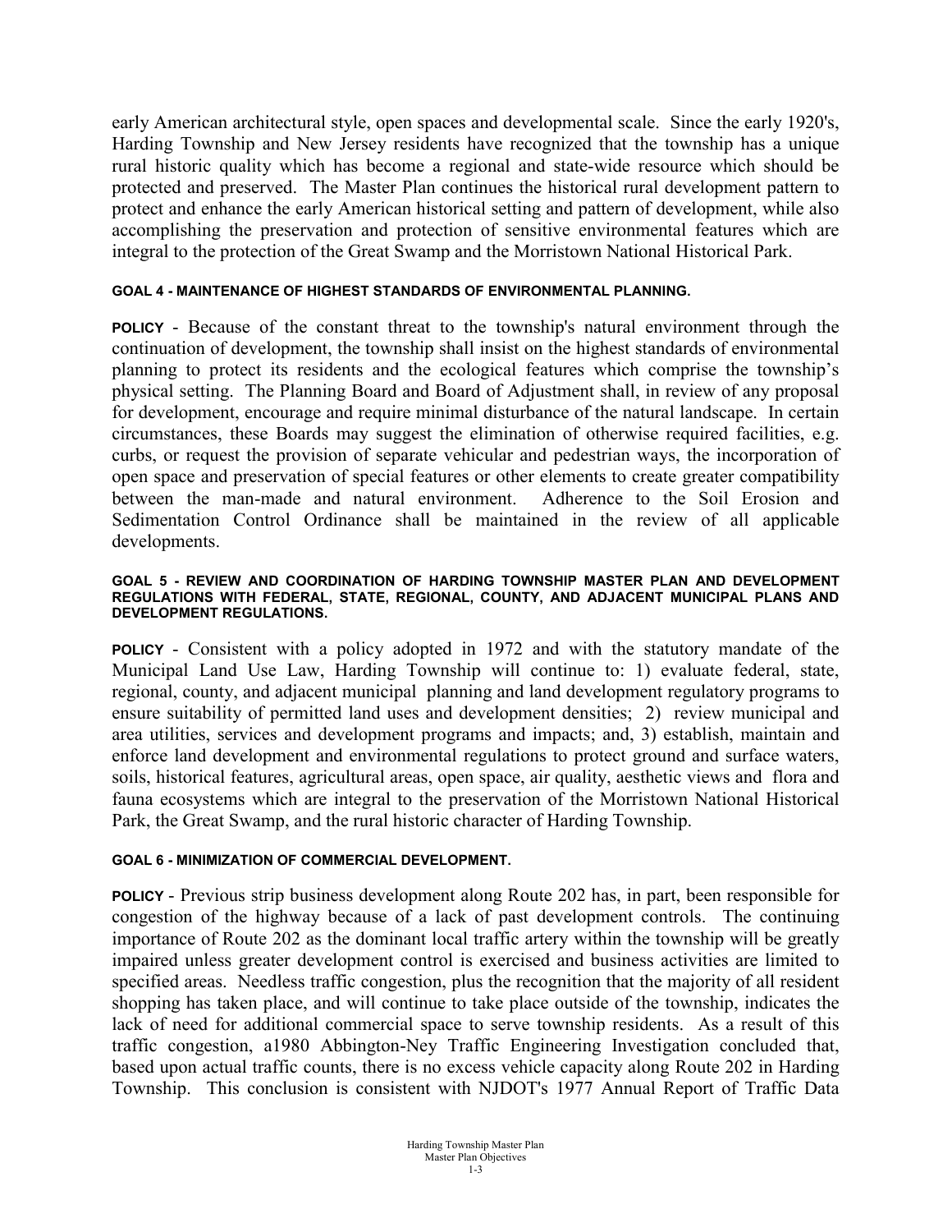early American architectural style, open spaces and developmental scale. Since the early 1920's, Harding Township and New Jersey residents have recognized that the township has a unique rural historic quality which has become a regional and state-wide resource which should be protected and preserved. The Master Plan continues the historical rural development pattern to protect and enhance the early American historical setting and pattern of development, while also accomplishing the preservation and protection of sensitive environmental features which are integral to the protection of the Great Swamp and the Morristown National Historical Park.

#### GOAL 4 - MAINTENANCE OF HIGHEST STANDARDS OF ENVIRONMENTAL PLANNING.

**POLICY** - Because of the constant threat to the township's natural environment through the continuation of development, the township shall insist on the highest standards of environmental planning to protect its residents and the ecological features which comprise the township's physical setting. The Planning Board and Board of Adjustment shall, in review of any proposal for development, encourage and require minimal disturbance of the natural landscape. In certain circumstances, these Boards may suggest the elimination of otherwise required facilities, e.g. curbs, or request the provision of separate vehicular and pedestrian ways, the incorporation of open space and preservation of special features or other elements to create greater compatibility between the man-made and natural environment. Adherence to the Soil Erosion and Sedimentation Control Ordinance shall be maintained in the review of all applicable developments.

#### GOAL 5 - REVIEW AND COORDINATION OF HARDING TOWNSHIP MASTER PLAN AND DEVELOPMENT REGULATIONS WITH FEDERAL, STATE, REGIONAL, COUNTY, AND ADJACENT MUNICIPAL PLANS AND DEVELOPMENT REGULATIONS.

**POLICY** - Consistent with a policy adopted in 1972 and with the statutory mandate of the Municipal Land Use Law, Harding Township will continue to: 1) evaluate federal, state, regional, county, and adjacent municipal planning and land development regulatory programs to ensure suitability of permitted land uses and development densities; 2) review municipal and area utilities, services and development programs and impacts; and, 3) establish, maintain and enforce land development and environmental regulations to protect ground and surface waters, soils, historical features, agricultural areas, open space, air quality, aesthetic views and flora and fauna ecosystems which are integral to the preservation of the Morristown National Historical Park, the Great Swamp, and the rural historic character of Harding Township.

#### GOAL 6 - MINIMIZATION OF COMMERCIAL DEVELOPMENT.

**POLICY** - Previous strip business development along Route 202 has, in part, been responsible for congestion of the highway because of a lack of past development controls. The continuing importance of Route 202 as the dominant local traffic artery within the township will be greatly impaired unless greater development control is exercised and business activities are limited to specified areas. Needless traffic congestion, plus the recognition that the majority of all resident shopping has taken place, and will continue to take place outside of the township, indicates the lack of need for additional commercial space to serve township residents. As a result of this traffic congestion, a1980 Abbington-Ney Traffic Engineering Investigation concluded that, based upon actual traffic counts, there is no excess vehicle capacity along Route 202 in Harding Township. This conclusion is consistent with NJDOT's 1977 Annual Report of Traffic Data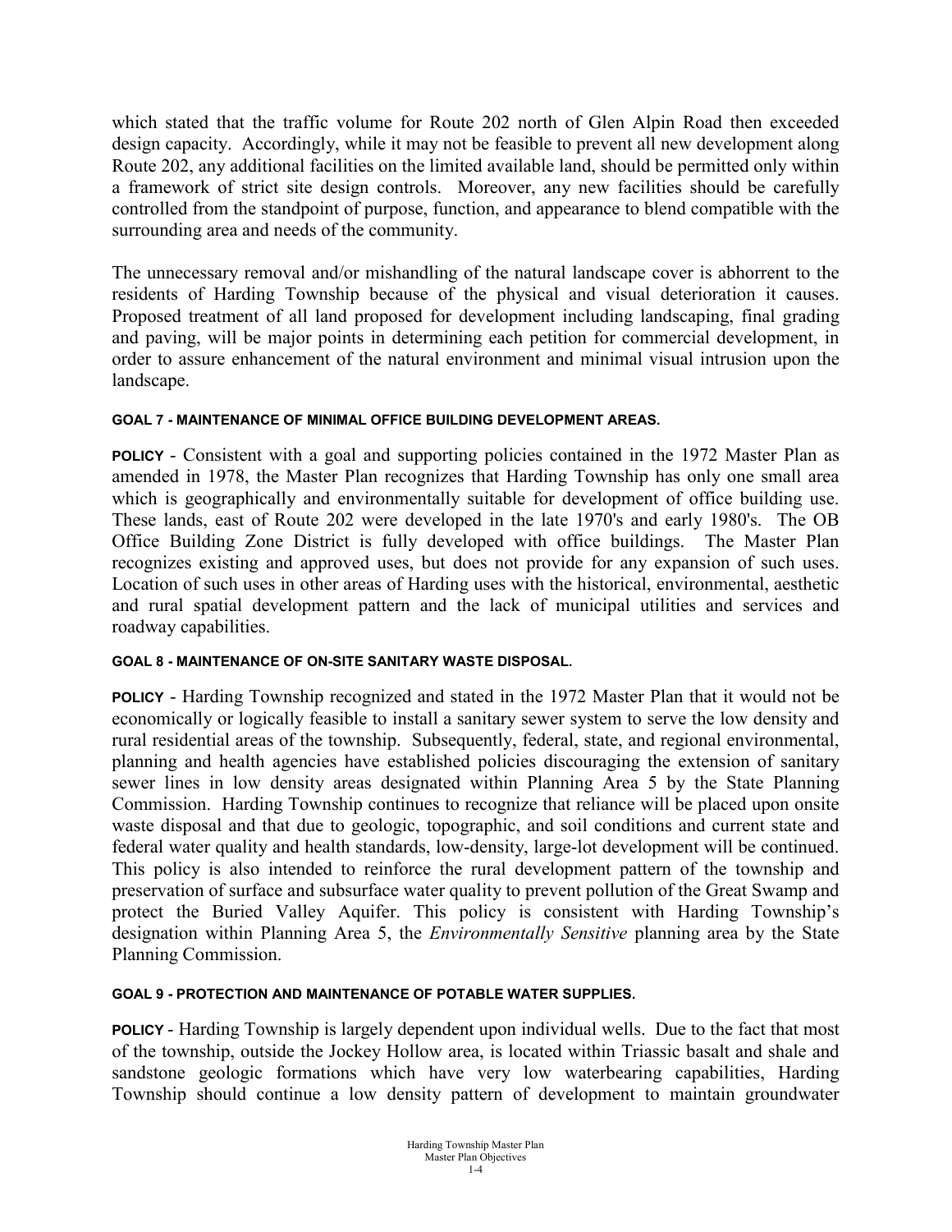which stated that the traffic volume for Route 202 north of Glen Alpin Road then exceeded design capacity. Accordingly, while it may not be feasible to prevent all new development along Route 202, any additional facilities on the limited available land, should be permitted only within a framework of strict site design controls. Moreover, any new facilities should be carefully controlled from the standpoint of purpose, function, and appearance to blend compatible with the surrounding area and needs of the community.

The unnecessary removal and/or mishandling of the natural landscape cover is abhorrent to the residents of Harding Township because of the physical and visual deterioration it causes. Proposed treatment of all land proposed for development including landscaping, final grading and paving, will be major points in determining each petition for commercial development, in order to assure enhancement of the natural environment and minimal visual intrusion upon the landscape.

#### GOAL 7 - MAINTENANCE OF MINIMAL OFFICE BUILDING DEVELOPMENT AREAS.

**POLICY** - Consistent with a goal and supporting policies contained in the 1972 Master Plan as amended in 1978, the Master Plan recognizes that Harding Township has only one small area which is geographically and environmentally suitable for development of office building use. These lands, east of Route 202 were developed in the late 1970's and early 1980's. The OB Office Building Zone District is fully developed with office buildings. The Master Plan recognizes existing and approved uses, but does not provide for any expansion of such uses. Location of such uses in other areas of Harding uses with the historical, environmental, aesthetic and rural spatial development pattern and the lack of municipal utilities and services and roadway capabilities.

#### GOAL 8 - MAINTENANCE OF ON-SITE SANITARY WASTE DISPOSAL.

**POLICY** - Harding Township recognized and stated in the 1972 Master Plan that it would not be economically or logically feasible to install a sanitary sewer system to serve the low density and rural residential areas of the township. Subsequently, federal, state, and regional environmental, planning and health agencies have established policies discouraging the extension of sanitary sewer lines in low density areas designated within Planning Area 5 by the State Planning Commission. Harding Township continues to recognize that reliance will be placed upon onsite waste disposal and that due to geologic, topographic, and soil conditions and current state and federal water quality and health standards, low-density, large-lot development will be continued. This policy is also intended to reinforce the rural development pattern of the township and preservation of surface and subsurface water quality to prevent pollution of the Great Swamp and protect the Buried Valley Aquifer. This policy is consistent with Harding Township's designation within Planning Area 5, the *Environmentally Sensitive* planning area by the State Planning Commission.

#### GOAL 9 - PROTECTION AND MAINTENANCE OF POTABLE WATER SUPPLIES.

**POLICY** - Harding Township is largely dependent upon individual wells. Due to the fact that most of the township, outside the Jockey Hollow area, is located within Triassic basalt and shale and sandstone geologic formations which have very low waterbearing capabilities, Harding Township should continue a low density pattern of development to maintain groundwater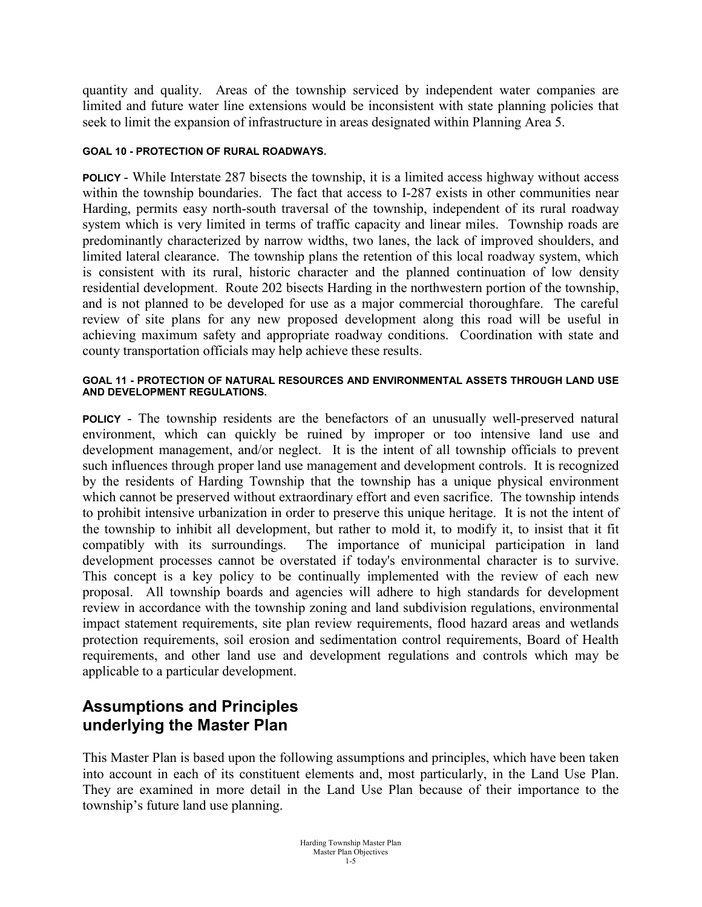quantity and quality. Areas of the township serviced by independent water companies are limited and future water line extensions would be inconsistent with state planning policies that seek to limit the expansion of infrastructure in areas designated within Planning Area 5.

#### GOAL 10 - PROTECTION OF RURAL ROADWAYS.

**POLICY** - While Interstate 287 bisects the township, it is a limited access highway without access within the township boundaries. The fact that access to I-287 exists in other communities near Harding, permits easy north-south traversal of the township, independent of its rural roadway system which is very limited in terms of traffic capacity and linear miles. Township roads are predominantly characterized by narrow widths, two lanes, the lack of improved shoulders, and limited lateral clearance. The township plans the retention of this local roadway system, which is consistent with its rural, historic character and the planned continuation of low density residential development. Route 202 bisects Harding in the northwestern portion of the township, and is not planned to be developed for use as a major commercial thoroughfare. The careful review of site plans for any new proposed development along this road will be useful in achieving maximum safety and appropriate roadway conditions. Coordination with state and county transportation officials may help achieve these results.

#### GOAL 11 - PROTECTION OF NATURAL RESOURCES AND ENVIRONMENTAL ASSETS THROUGH LAND USE AND DEVELOPMENT REGULATIONS.

**POLICY** - The township residents are the benefactors of an unusually well-preserved natural environment, which can quickly be ruined by improper or too intensive land use and development management, and/or neglect. It is the intent of all township officials to prevent such influences through proper land use management and development controls. It is recognized by the residents of Harding Township that the township has a unique physical environment which cannot be preserved without extraordinary effort and even sacrifice. The township intends to prohibit intensive urbanization in order to preserve this unique heritage. It is not the intent of the township to inhibit all development, but rather to mold it, to modify it, to insist that it fit compatibly with its surroundings. The importance of municipal participation in land development processes cannot be overstated if today's environmental character is to survive. This concept is a key policy to be continually implemented with the review of each new proposal. All township boards and agencies will adhere to high standards for development review in accordance with the township zoning and land subdivision regulations, environmental impact statement requirements, site plan review requirements, flood hazard areas and wetlands protection requirements, soil erosion and sedimentation control requirements, Board of Health requirements, and other land use and development regulations and controls which may be applicable to a particular development.

## Assumptions and Principles underlying the Master Plan

This Master Plan is based upon the following assumptions and principles, which have been taken into account in each of its constituent elements and, most particularly, in the Land Use Plan. They are examined in more detail in the Land Use Plan because of their importance to the township's future land use planning.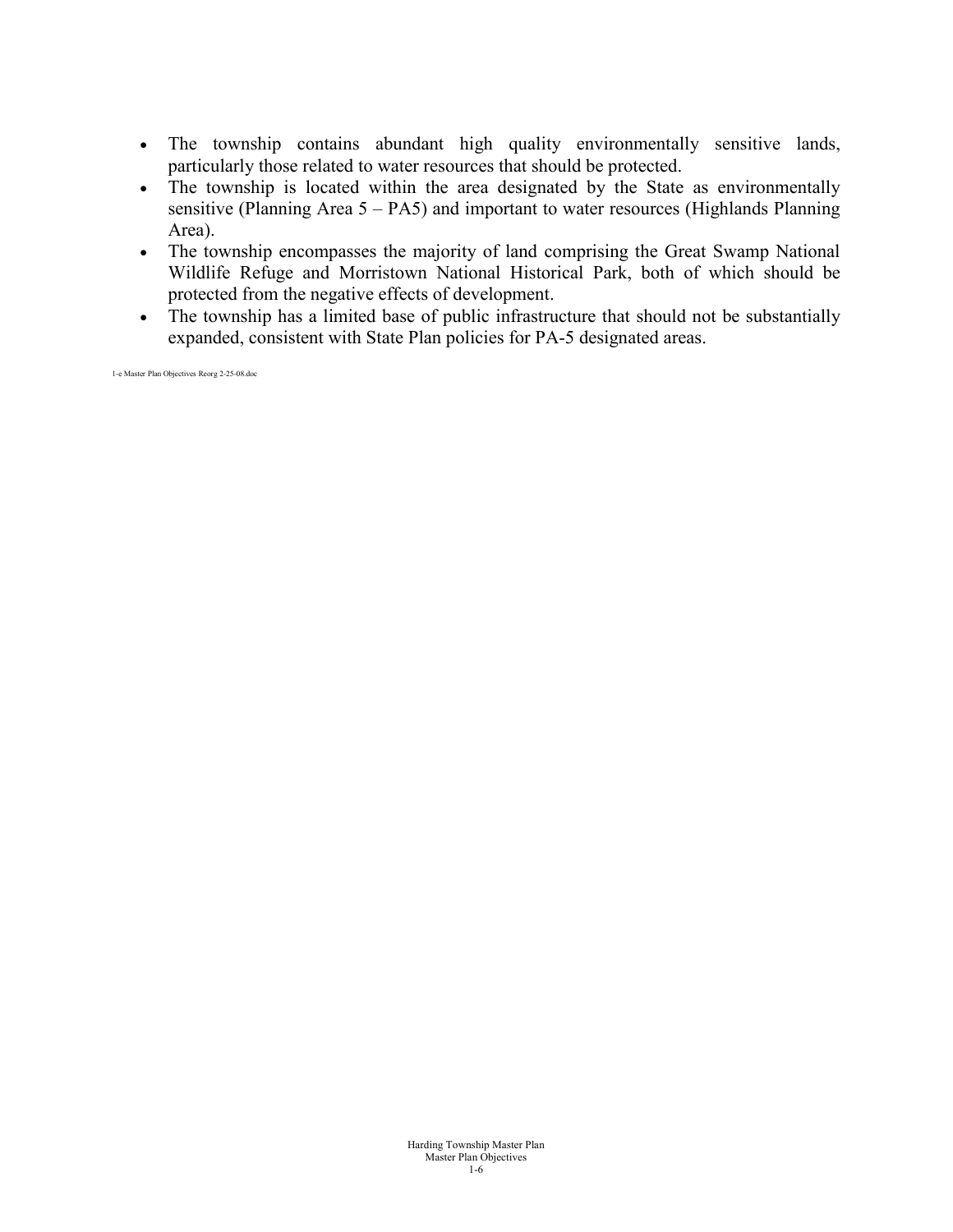- The township contains abundant high quality environmentally sensitive lands, particularly those related to water resources that should be protected.
- The township is located within the area designated by the State as environmentally sensitive (Planning Area 5 – PA5) and important to water resources (Highlands Planning Area).
- The township encompasses the majority of land comprising the Great Swamp National Wildlife Refuge and Morristown National Historical Park, both of which should be protected from the negative effects of development.
- The township has a limited base of public infrastructure that should not be substantially expanded, consistent with State Plan policies for PA-5 designated areas.

1-e Master Plan Objectives Reorg 2-25-08.doc